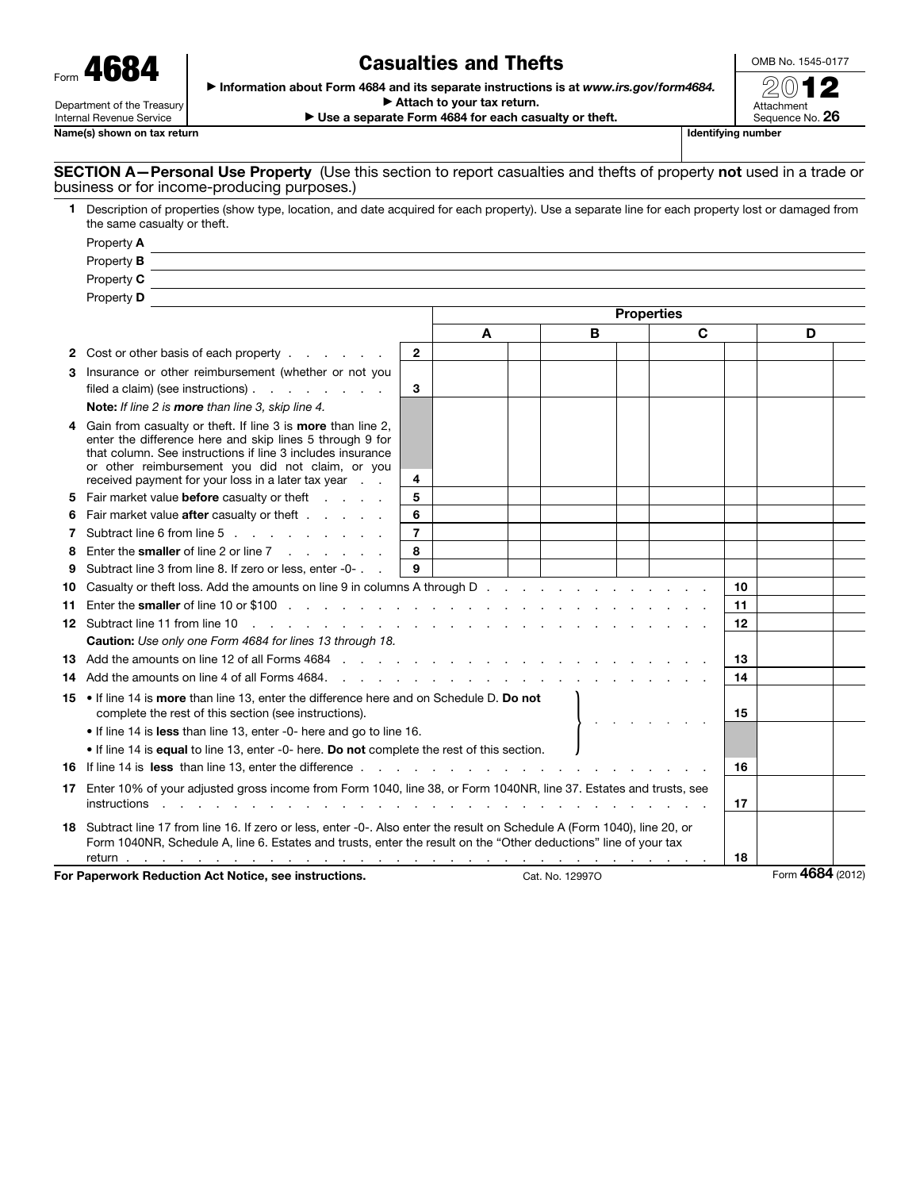Form **4684**

Department of the Treasury
Internal Revenue Service

# Casualties and Thefts

▶ Information about Form 4684 and its separate instructions is at *www.irs.gov/form4684.*
▶ Attach to your tax return.
▶ Use a separate Form 4684 for each casualty or theft.

OMB No. 1545-0177

2012

Attachment Sequence No. **26**

**Name(s) shown on tax return** | **Identifying number**

## SECTION A—Personal Use Property (Use this section to report casualties and thefts of property **not** used in a trade or business or for income-producing purposes.)

**1** Description of properties (show type, location, and date acquired for each property). Use a separate line for each property lost or damaged from the same casualty or theft.

Property **A**

Property **B**

Property **C**

Property **D**

| | | | Properties | | | |
|---|---|---|---|---|---|---|
| | | | **A** | **B** | **C** | **D** |
| **2** | Cost or other basis of each property | **2** | | | | |
| **3** | Insurance or other reimbursement (whether or not you filed a claim) (see instructions) | **3** | | | | |
| | **Note:** *If line 2 is **more** than line 3, skip line 4.* | | | | | |
| **4** | Gain from casualty or theft. If line 3 is **more** than line 2, enter the difference here and skip lines 5 through 9 for that column. See instructions if line 3 includes insurance or other reimbursement you did not claim, or you received payment for your loss in a later tax year | **4** | | | | |
| **5** | Fair market value **before** casualty or theft | **5** | | | | |
| **6** | Fair market value **after** casualty or theft | **6** | | | | |
| **7** | Subtract line 6 from line 5 | **7** | | | | |
| **8** | Enter the **smaller** of line 2 or line 7 | **8** | | | | |
| **9** | Subtract line 3 from line 8. If zero or less, enter -0- | **9** | | | | |

| | | | |
|---|---|---|---|
| **10** | Casualty or theft loss. Add the amounts on line 9 in columns A through D | **10** | |
| **11** | Enter the **smaller** of line 10 or $100 | **11** | |
| **12** | Subtract line 11 from line 10 | **12** | |
| | **Caution:** *Use only one Form 4684 for lines 13 through 18.* | | |
| **13** | Add the amounts on line 12 of all Forms 4684 | **13** | |
| **14** | Add the amounts on line 4 of all Forms 4684 | **14** | |
| **15** | • If line 14 is **more** than line 13, enter the difference here and on Schedule D. **Do not** complete the rest of this section (see instructions).<br>• If line 14 is **less** than line 13, enter -0- here and go to line 16.<br>• If line 14 is **equal** to line 13, enter -0- here. **Do not** complete the rest of this section. | **15** | |
| **16** | If line 14 is **less** than line 13, enter the difference | **16** | |
| **17** | Enter 10% of your adjusted gross income from Form 1040, line 38, or Form 1040NR, line 37. Estates and trusts, see instructions | **17** | |
| **18** | Subtract line 17 from line 16. If zero or less, enter -0-. Also enter the result on Schedule A (Form 1040), line 20, or Form 1040NR, Schedule A, line 6. Estates and trusts, enter the result on the "Other deductions" line of your tax return | **18** | |

**For Paperwork Reduction Act Notice, see instructions.** Cat. No. 12997O Form **4684** (2012)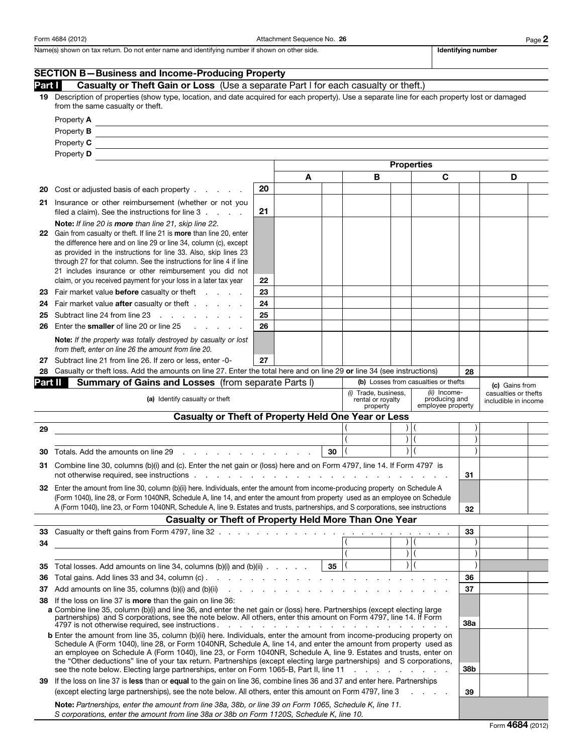Name(s) shown on tax return. Do not enter name and identifying number if shown on other side. | **Identifying number**

## SECTION B—Business and Income-Producing Property

### Part I — Casualty or Theft Gain or Loss (Use a separate Part I for each casualty or theft.)

**19** Description of properties (show type, location, and date acquired for each property). Use a separate line for each property lost or damaged from the same casualty or theft.

Property **A** ______________________

Property **B** ______________________

Property **C** ______________________

Property **D** ______________________

| | | Properties | | | |
|---|---|---|---|---|---|
| | | **A** | **B** | **C** | **D** |
| **20** Cost or adjusted basis of each property | 20 | | | | |
| **21** Insurance or other reimbursement (whether or not you filed a claim). See the instructions for line 3 | 21 | | | | |
| **Note:** *If line 20 is **more** than line 21, skip line 22.* **22** Gain from casualty or theft. If line 21 is **more** than line 20, enter the difference here and on line 29 or line 34, column (c), except as provided in the instructions for line 33. Also, skip lines 23 through 27 for that column. See the instructions for line 4 if line 21 includes insurance or other reimbursement you did not claim, or you received payment for your loss in a later tax year | 22 | | | | |
| **23** Fair market value **before** casualty or theft | 23 | | | | |
| **24** Fair market value **after** casualty or theft | 24 | | | | |
| **25** Subtract line 24 from line 23 | 25 | | | | |
| **26** Enter the **smaller** of line 20 or line 25 | 26 | | | | |
| **Note:** *If the property was totally destroyed by casualty or lost from theft, enter on line 26 the amount from line 20.* | | | | | |
| **27** Subtract line 21 from line 26. If zero or less, enter -0- | 27 | | | | |

**28** Casualty or theft loss. Add the amounts on line 27. Enter the total here and on line 29 **or** line 34 (see instructions) — **28** ______

### Part II — Summary of Gains and Losses (from separate Parts I)

| | (a) Identify casualty or theft | (b) Losses from casualties or thefts: (i) Trade, business, rental or royalty property | (b) Losses from casualties or thefts: (ii) Income-producing and employee property | (c) Gains from casualties or thefts includible in income |
|---|---|---|---|---|
| | **Casualty or Theft of Property Held One Year or Less** | | | |
| **29** | | ( ) | ( ) | |
| | | ( ) | ( ) | |
| **30** | Totals. Add the amounts on line 29 — **30** | ( ) | ( ) | |

**31** Combine line 30, columns (b)(i) and (c). Enter the net gain or (loss) here and on Form 4797, line 14. If Form 4797 is not otherwise required, see instructions — **31** ______

**32** Enter the amount from line 30, column (b)(ii) here. Individuals, enter the amount from income-producing property on Schedule A (Form 1040), line 28, or Form 1040NR, Schedule A, line 14, and enter the amount from property used as an employee on Schedule A (Form 1040), line 23, or Form 1040NR, Schedule A, line 9. Estates and trusts, partnerships, and S corporations, see instructions — **32** ______

| | **Casualty or Theft of Property Held More Than One Year** | | | |
|---|---|---|---|---|
| **33** | Casualty or theft gains from Form 4797, line 32 | | | **33** |
| **34** | | ( ) | ( ) | |
| | | ( ) | ( ) | |
| **35** | Total losses. Add amounts on line 34, columns (b)(i) and (b)(ii) — **35** | ( ) | ( ) | |

**36** Total gains. Add lines 33 and 34, column (c) — **36** ______

**37** Add amounts on line 35, columns (b)(i) and (b)(ii) — **37** ______

**38** If the loss on line 37 is **more** than the gain on line 36:

**a** Combine line 35, column (b)(i) and line 36, and enter the net gain or (loss) here. Partnerships (except electing large partnerships) and S corporations, see the note below. All others, enter this amount on Form 4797, line 14. If Form 4797 is not otherwise required, see instructions — **38a** ______

**b** Enter the amount from line 35, column (b)(ii) here. Individuals, enter the amount from income-producing property on Schedule A (Form 1040), line 28, or Form 1040NR, Schedule A, line 14, and enter the amount from property used as an employee on Schedule A (Form 1040), line 23, or Form 1040NR, Schedule A, line 9. Estates and trusts, enter on the "Other deductions" line of your tax return. Partnerships (except electing large partnerships) and S corporations, see the note below. Electing large partnerships, enter on Form 1065-B, Part II, line 11 — **38b** ______

**39** If the loss on line 37 is **less** than or **equal** to the gain on line 36, combine lines 36 and 37 and enter here. Partnerships (except electing large partnerships), see the note below. All others, enter this amount on Form 4797, line 3 — **39** ______

**Note:** *Partnerships, enter the amount from line 38a, 38b, or line 39 on Form 1065, Schedule K, line 11. S corporations, enter the amount from line 38a or 38b on Form 1120S, Schedule K, line 10.*

Form **4684** (2012)